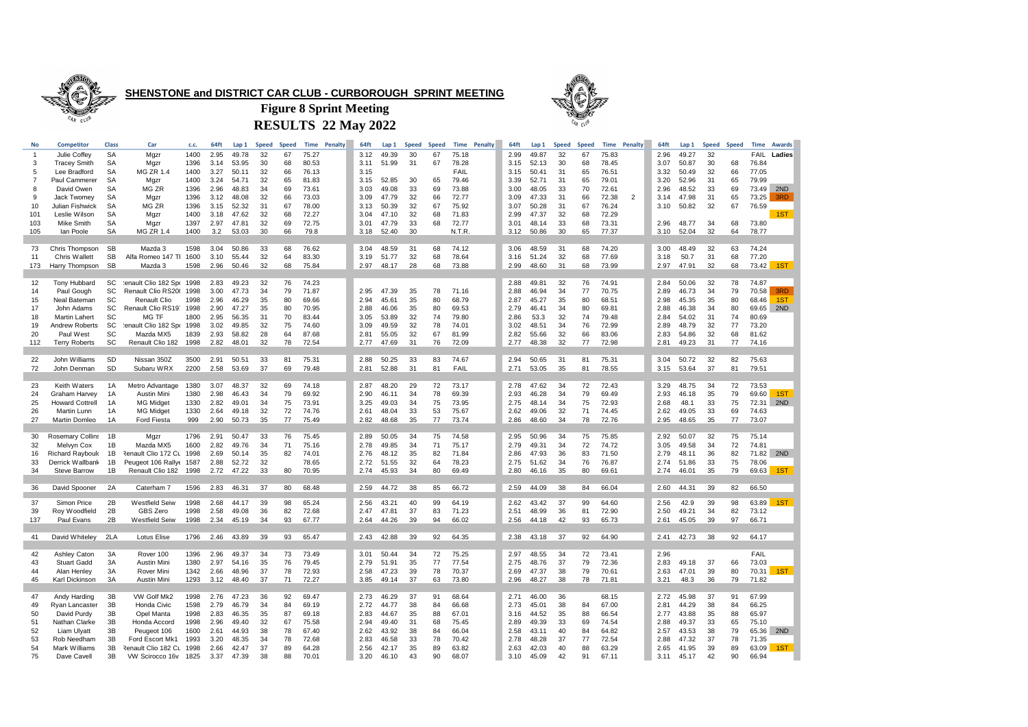# SHENSTONE and DISTRICT CAR CLUB - CURBOROUGH SPRINT MEETING

## Figure 8 Sprint Meeting

## RESULTS 22 May 2022

| No | Competitor | Class | Car | c.c. | 64ft | Lap 1 | Speed | Speed | Time | Penalty | 64ft | Lap 1 | Speed | Speed | Time | Penalty | 64ft | Lap 1 | Speed | Speed | Time | Penalty | 64ft | Lap 1 | Speed | Speed | Time | Awards |
|---|---|---|---|---|---|---|---|---|---|---|---|---|---|---|---|---|---|---|---|---|---|---|---|---|---|---|---|---|
| 1 | Julie Coffey | SA | Mgzr | 1400 | 2.95 | 49.78 | 32 | 67 | 75.27 | | 3.12 | 49.39 | 30 | 67 | 75.18 | | 2.99 | 49.87 | 32 | 67 | 75.83 | | 2.96 | 49.27 | 32 | | FAIL | Ladies |
| 3 | Tracey Smith | SA | Mgzr | 1396 | 3.14 | 53.95 | 30 | 68 | 80.53 | | 3.11 | 51.99 | 31 | 67 | 78.28 | | 3.15 | 52.13 | 30 | 68 | 78.45 | | 3.07 | 50.87 | 30 | 68 | 76.84 | |
| 5 | Lee Bradford | SA | MG ZR 1.4 | 1400 | 3.27 | 50.11 | 32 | 66 | 76.13 | | 3.15 | | | | FAIL | | 3.15 | 50.41 | 31 | 65 | 76.51 | | 3.32 | 50.49 | 32 | 66 | 77.05 | |
| 7 | Paul Cammerer | SA | Mgzr | 1400 | 3.24 | 54.71 | 32 | 65 | 81.83 | | 3.15 | 52.85 | 30 | 65 | 79.46 | | 3.39 | 52.71 | 31 | 65 | 79.01 | | 3.20 | 52.96 | 31 | 65 | 79.99 | |
| 8 | David Owen | SA | MG ZR | 1396 | 2.96 | 48.83 | 34 | 69 | 73.61 | | 3.03 | 49.08 | 33 | 69 | 73.88 | | 3.00 | 48.05 | 33 | 70 | 72.61 | | 2.96 | 48.52 | 33 | 69 | 73.49 | 2ND |
| 9 | Jack Twomey | SA | Mgzr | 1396 | 3.12 | 48.08 | 32 | 66 | 73.03 | | 3.09 | 47.79 | 32 | 66 | 72.77 | | 3.09 | 47.33 | 31 | 66 | 72.38 | 2 | 3.14 | 47.98 | 31 | 65 | 73.25 | 3RD |
| 10 | Julian Fishwick | SA | MG ZR | 1396 | 3.15 | 52.32 | 31 | 67 | 78.00 | | 3.13 | 50.39 | 32 | 67 | 75.92 | | 3.07 | 50.28 | 31 | 67 | 76.24 | | 3.10 | 50.82 | 32 | 67 | 76.59 | |
| 101 | Leslie Wilson | SA | Mgzr | 1400 | 3.18 | 47.62 | 32 | 68 | 72.27 | | 3.04 | 47.10 | 32 | 68 | 71.83 | | 2.99 | 47.37 | 32 | 68 | 72.29 | | | | | | | 1ST |
| 103 | Mike Smith | SA | Mgzr | 1397 | 2.97 | 47.81 | 32 | 69 | 72.75 | | 3.01 | 47.79 | 33 | 68 | 72.77 | | 3.01 | 48.14 | 33 | 68 | 73.31 | | 2.96 | 48.77 | 34 | 68 | 73.80 | |
| 105 | Ian Poole | SA | MG ZR 1.4 | 1400 | 3.2 | 53.03 | 30 | 66 | 79.8 | | 3.18 | 52.40 | 30 | | N.T.R. | | 3.12 | 50.86 | 30 | 65 | 77.37 | | 3.10 | 52.04 | 32 | 64 | 78.77 | |
| 73 | Chris Thompson | SB | Mazda 3 | 1598 | 3.04 | 50.86 | 33 | 68 | 76.62 | | 3.04 | 48.59 | 31 | 68 | 74.12 | | 3.06 | 48.59 | 31 | 68 | 74.20 | | 3.00 | 48.49 | 32 | 63 | 74.24 | |
| 11 | Chris Wallett | SB | Alfa Romeo 147 TI | 1600 | 3.10 | 55.44 | 32 | 64 | 83.30 | | 3.19 | 51.77 | 32 | 68 | 78.64 | | 3.16 | 51.24 | 32 | 68 | 77.69 | | 3.18 | 50.7 | 31 | 68 | 77.20 | |
| 173 | Harry Thompson | SB | Mazda 3 | 1598 | 2.96 | 50.46 | 32 | 68 | 75.84 | | 2.97 | 48.17 | 28 | 68 | 73.88 | | 2.99 | 48.60 | 31 | 68 | 73.99 | | 2.97 | 47.91 | 32 | 68 | 73.42 | 1ST |
| 12 | Tony Hubbard | SC | Renault Clio 182 Sport | 1998 | 2.83 | 49.23 | 32 | 76 | 74.23 | | | | | | | | 2.88 | 49.81 | 32 | 76 | 74.91 | | 2.84 | 50.06 | 32 | 78 | 74.87 | |
| 14 | Paul Gough | SC | Renault Clio RS200 | 1998 | 3.00 | 47.73 | 34 | 79 | 71.87 | | 2.95 | 47.39 | 35 | 78 | 71.16 | | 2.88 | 46.94 | 34 | 77 | 70.75 | | 2.89 | 46.73 | 34 | 79 | 70.58 | 3RD |
| 15 | Neal Bateman | SC | Renault Clio | 1998 | 2.96 | 46.29 | 35 | 80 | 69.66 | | 2.94 | 45.61 | 35 | 80 | 68.79 | | 2.87 | 45.27 | 35 | 80 | 68.51 | | 2.98 | 45.35 | 35 | 80 | 68.46 | 1ST |
| 17 | John Adams | SC | Renault Clio RS197 | 1998 | 2.90 | 47.27 | 35 | 80 | 70.95 | | 2.88 | 46.06 | 35 | 80 | 69.53 | | 2.79 | 46.41 | 34 | 80 | 69.81 | | 2.88 | 46.38 | 34 | 80 | 69.65 | 2ND |
| 18 | Martin Lahert | SC | MG TF | 1800 | 2.95 | 56.35 | 31 | 70 | 83.44 | | 3.05 | 53.89 | 32 | 74 | 79.80 | | 2.86 | 53.3 | 32 | 74 | 79.48 | | 2.84 | 54.02 | 31 | 74 | 80.69 | |
| 19 | Andrew Roberts | SC | Renault Clio 182 Sport | 1998 | 3.02 | 49.85 | 32 | 75 | 74.60 | | 3.09 | 49.59 | 32 | 78 | 74.01 | | 3.02 | 48.51 | 34 | 76 | 72.99 | | 2.89 | 48.79 | 32 | 77 | 73.20 | |
| 20 | Paul West | SC | Mazda MX5 | 1839 | 2.93 | 58.82 | 28 | 64 | 87.68 | | 2.81 | 55.05 | 32 | 67 | 81.99 | | 2.82 | 55.66 | 32 | 66 | 83.06 | | 2.83 | 54.86 | 32 | 68 | 81.62 | |
| 112 | Terry Roberts | SC | Renault Clio 182 | 1998 | 2.82 | 48.01 | 32 | 78 | 72.54 | | 2.77 | 47.69 | 31 | 76 | 72.09 | | 2.77 | 48.38 | 32 | 77 | 72.98 | | 2.81 | 49.23 | 31 | 77 | 74.16 | |
| 22 | John Williams | SD | Nissan 350Z | 3500 | 2.91 | 50.51 | 33 | 81 | 75.31 | | 2.88 | 50.25 | 33 | 83 | 74.67 | | 2.94 | 50.65 | 31 | 81 | 75.31 | | 3.04 | 50.72 | 32 | 82 | 75.63 | |
| 72 | John Denman | SD | Subaru WRX | 2200 | 2.58 | 53.69 | 37 | 69 | 79.48 | | 2.81 | 52.88 | 31 | 81 | FAIL | | 2.71 | 53.05 | 35 | 81 | 78.55 | | 3.15 | 53.64 | 37 | 81 | 79.51 | |
| 23 | Keith Waters | 1A | Metro Advantage | 1380 | 3.07 | 48.37 | 32 | 69 | 74.18 | | 2.87 | 48.20 | 29 | 72 | 73.17 | | 2.78 | 47.62 | 34 | 72 | 72.43 | | 3.29 | 48.75 | 34 | 72 | 73.53 | |
| 24 | Graham Harvey | 1A | Austin Mini | 1380 | 2.98 | 46.43 | 34 | 79 | 69.92 | | 2.90 | 46.11 | 34 | 78 | 69.39 | | 2.93 | 46.28 | 34 | 79 | 69.49 | | 2.93 | 46.18 | 35 | 79 | 69.60 | 1ST |
| 25 | Howard Cottrell | 1A | MG Midget | 1330 | 2.82 | 49.01 | 34 | 75 | 73.91 | | 3.25 | 49.03 | 34 | 75 | 73.95 | | 2.75 | 48.14 | 34 | 75 | 72.93 | | 2.68 | 48.1 | 33 | 75 | 72.31 | 2ND |
| 26 | Martin Lunn | 1A | MG Midget | 1330 | 2.64 | 49.18 | 32 | 72 | 74.76 | | 2.61 | 48.04 | 33 | 53 | 75.67 | | 2.62 | 49.06 | 32 | 71 | 74.45 | | 2.62 | 49.05 | 33 | 69 | 74.63 | |
| 27 | Martin Domleo | 1A | Ford Fiesta | 999 | 2.90 | 50.73 | 35 | 77 | 75.49 | | 2.82 | 48.68 | 35 | 77 | 73.74 | | 2.86 | 48.60 | 34 | 78 | 72.76 | | 2.95 | 48.65 | 35 | 77 | 73.07 | |
| 30 | Rosemary Collins | 1B | Mgzr | 1796 | 2.91 | 50.47 | 33 | 76 | 75.45 | | 2.89 | 50.05 | 34 | 75 | 74.58 | | 2.95 | 50.96 | 34 | 75 | 75.85 | | 2.92 | 50.07 | 32 | 75 | 75.14 | |
| 32 | Melvyn Cox | 1B | Mazda MX5 | 1600 | 2.82 | 49.76 | 34 | 71 | 75.16 | | 2.78 | 49.85 | 34 | 71 | 75.17 | | 2.79 | 49.31 | 34 | 72 | 74.72 | | 3.05 | 49.58 | 34 | 72 | 74.81 | |
| 16 | Richard Rayboulds | 1B | Renault Clio 172 Cup | 1998 | 2.69 | 50.14 | 35 | 82 | 74.01 | | 2.76 | 48.12 | 35 | 82 | 71.84 | | 2.86 | 47.93 | 36 | 83 | 71.50 | | 2.79 | 48.11 | 36 | 82 | 71.82 | 2ND |
| 33 | Derrick Wallbank | 1B | Peugeot 106 Rallye | 1587 | 2.88 | 52.72 | 32 | | 78.65 | | 2.72 | 51.55 | 32 | 64 | 78.23 | | 2.75 | 51.62 | 34 | 76 | 76.87 | | 2.74 | 51.86 | 33 | 75 | 78.06 | |
| 34 | Steve Barrow | 1B | Renault Clio 182 | 1998 | 2.72 | 47.22 | 33 | 80 | 70.95 | | 2.74 | 45.93 | 34 | 80 | 69.49 | | 2.80 | 46.16 | 35 | 80 | 69.61 | | 2.74 | 46.01 | 35 | 79 | 69.63 | 1ST |
| 36 | David Spooner | 2A | Caterham 7 | 1596 | 2.83 | 46.31 | 37 | 80 | 68.48 | | 2.59 | 44.72 | 38 | 85 | 66.72 | | 2.59 | 44.09 | 38 | 84 | 66.04 | | 2.60 | 44.31 | 39 | 82 | 66.50 | |
| 37 | Simon Price | 2B | Westfield Seiw | 1998 | 2.68 | 44.17 | 39 | 98 | 65.24 | | 2.56 | 43.21 | 40 | 99 | 64.19 | | 2.62 | 43.42 | 37 | 99 | 64.60 | | 2.56 | 42.9 | 39 | 98 | 63.89 | 1ST |
| 39 | Roy Woodfield | 2B | GBS Zero | 1998 | 2.58 | 49.08 | 36 | 82 | 72.68 | | 2.47 | 47.81 | 37 | 83 | 71.23 | | 2.51 | 48.99 | 36 | 81 | 72.90 | | 2.50 | 49.21 | 34 | 82 | 73.12 | |
| 137 | Paul Evans | 2B | Westfield Seiw | 1998 | 2.34 | 45.19 | 34 | 93 | 67.77 | | 2.64 | 44.26 | 39 | 94 | 66.02 | | 2.56 | 44.18 | 42 | 93 | 65.73 | | 2.61 | 45.05 | 39 | 97 | 66.71 | |
| 41 | David Whiteley | 2LA | Lotus Elise | 1796 | 2.46 | 43.89 | 39 | 93 | 65.47 | | 2.43 | 42.88 | 39 | 92 | 64.35 | | 2.38 | 43.18 | 37 | 92 | 64.90 | | 2.41 | 42.73 | 38 | 92 | 64.17 | |
| 42 | Ashley Caton | 3A | Rover 100 | 1396 | 2.96 | 49.37 | 34 | 73 | 73.49 | | 3.01 | 50.44 | 34 | 72 | 75.25 | | 2.97 | 48.55 | 34 | 72 | 73.41 | | 2.96 | | | | FAIL | |
| 43 | Stuart Gadd | 3A | Austin Mini | 1380 | 2.97 | 54.16 | 35 | 76 | 79.45 | | 2.79 | 51.91 | 35 | 77 | 77.54 | | 2.75 | 48.76 | 37 | 79 | 72.36 | | 2.83 | 49.18 | 37 | 66 | 73.03 | |
| 44 | Alan Henley | 3A | Rover Mini | 1342 | 2.66 | 48.96 | 37 | 78 | 72.93 | | 2.58 | 47.23 | 39 | 78 | 70.37 | | 2.69 | 47.37 | 38 | 79 | 70.61 | | 2.63 | 47.01 | 39 | 80 | 70.31 | 1ST |
| 45 | Karl Dickinson | 3A | Austin Mini | 1293 | 3.12 | 48.40 | 37 | 71 | 72.27 | | 3.85 | 49.14 | 37 | 63 | 73.80 | | 2.96 | 48.27 | 38 | 78 | 71.81 | | 3.21 | 48.3 | 36 | 79 | 71.82 | |
| 47 | Andy Harding | 3B | VW Golf Mk2 | 1998 | 2.76 | 47.23 | 36 | 92 | 69.47 | | 2.73 | 46.29 | 37 | 91 | 68.64 | | 2.71 | 46.00 | 36 | | 68.15 | | 2.72 | 45.98 | 37 | 91 | 67.99 | |
| 49 | Ryan Lancaster | 3B | Honda Civic | 1598 | 2.79 | 46.79 | 34 | 84 | 69.19 | | 2.72 | 44.77 | 38 | 84 | 66.68 | | 2.73 | 45.01 | 38 | 84 | 67.00 | | 2.81 | 44.29 | 38 | 84 | 66.25 | |
| 50 | David Purdy | 3B | Opel Manta | 1998 | 2.83 | 46.35 | 35 | 87 | 69.18 | | 2.83 | 44.67 | 35 | 88 | 67.01 | | 3.16 | 44.52 | 35 | 88 | 66.54 | | 2.77 | 43.88 | 35 | 88 | 65.97 | |
| 51 | Nathan Clarke | 3B | Honda Accord | 1998 | 2.96 | 49.40 | 32 | 67 | 75.58 | | 2.94 | 49.40 | 31 | 68 | 75.45 | | 2.89 | 49.39 | 33 | 69 | 74.54 | | 2.88 | 49.37 | 33 | 65 | 75.10 | |
| 52 | Liam Ulyatt | 3B | Peugeot 106 | 1600 | 2.61 | 44.93 | 38 | 78 | 67.40 | | 2.62 | 43.92 | 38 | 84 | 66.04 | | 2.58 | 43.11 | 40 | 84 | 64.82 | | 2.57 | 43.53 | 38 | 79 | 65.36 | 2ND |
| 53 | Rob Needham | 3B | Ford Escort Mk1 | 1993 | 3.20 | 48.35 | 34 | 78 | 72.68 | | 2.83 | 46.58 | 33 | 78 | 70.42 | | 2.78 | 48.28 | 37 | 77 | 72.54 | | 2.88 | 47.32 | 37 | 78 | 71.35 | |
| 54 | Mark Williams | 3B | Renault Clio 182 Cup | 1998 | 2.66 | 42.47 | 37 | 89 | 64.28 | | 2.56 | 42.17 | 35 | 89 | 63.82 | | 2.63 | 42.03 | 40 | 88 | 63.29 | | 2.65 | 41.95 | 39 | 89 | 63.09 | 1ST |
| 75 | Dave Cavell | 3B | VW Scirocco 16v | 1825 | 3.37 | 47.39 | 38 | 88 | 70.01 | | 3.20 | 46.10 | 43 | 90 | 68.07 | | 3.10 | 45.09 | 42 | 91 | 67.11 | | 3.11 | 45.17 | 42 | 90 | 66.94 | |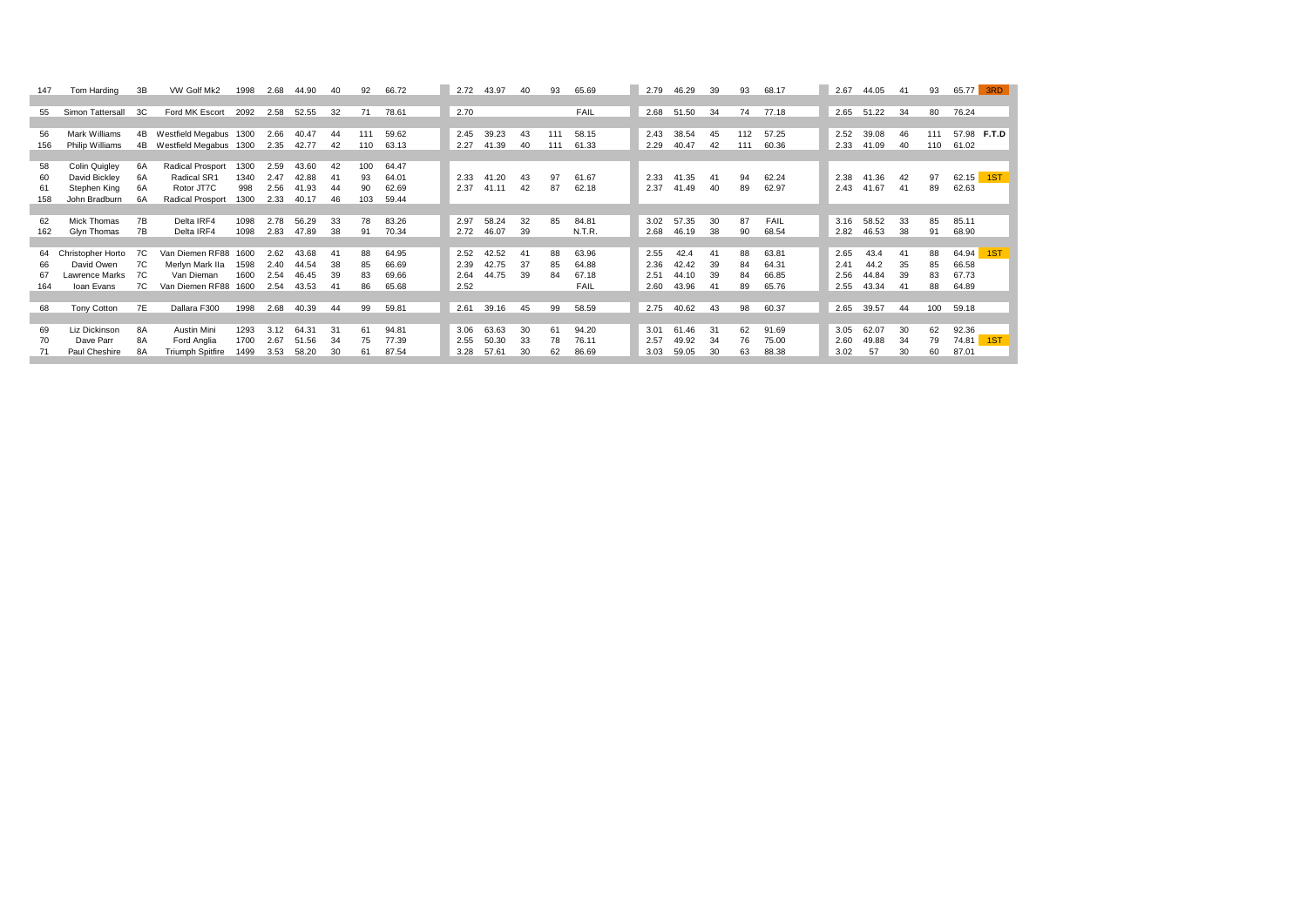| | | | | | | | | | | | | | | | | | | | | | | | | | | | | | | | |
|---|---|---|---|---|---|---|---|---|---|---|---|---|---|---|---|---|---|---|---|---|---|---|---|---|---|---|---|---|---|---|---|
| 147 | Tom Harding | 3B | VW Golf Mk2 | 1998 | 2.68 | 44.90 | 40 | 92 | 66.72 | 2.72 | 43.97 | 40 | 93 | 65.69 | 2.79 | 46.29 | 39 | 93 | 68.17 | 2.67 | 44.05 | 41 | 93 | 65.77 | 3RD |
| | | | | | | | | | | | | | | | | | | | | | | | | | |
| 55 | Simon Tattersall | 3C | Ford MK Escort | 2092 | 2.58 | 52.55 | 32 | 71 | 78.61 | 2.70 | | | | FAIL | 2.68 | 51.50 | 34 | 74 | 77.18 | 2.65 | 51.22 | 34 | 80 | 76.24 | |
| | | | | | | | | | | | | | | | | | | | | | | | | | |
| 56 | Mark Williams | 4B | Westfield Megabus | 1300 | 2.66 | 40.47 | 44 | 111 | 59.62 | 2.45 | 39.23 | 43 | 111 | 58.15 | 2.43 | 38.54 | 45 | 112 | 57.25 | 2.52 | 39.08 | 46 | 111 | 57.98 | F.T.D |
| 156 | Philip Williams | 4B | Westfield Megabus | 1300 | 2.35 | 42.77 | 42 | 110 | 63.13 | 2.27 | 41.39 | 40 | 111 | 61.33 | 2.29 | 40.47 | 42 | 111 | 60.36 | 2.33 | 41.09 | 40 | 110 | 61.02 | |
| | | | | | | | | | | | | | | | | | | | | | | | | | |
| 58 | Colin Quigley | 6A | Radical Prosport | 1300 | 2.59 | 43.60 | 42 | 100 | 64.47 | | | | | | | | | | | | | | | | |
| 60 | David Bickley | 6A | Radical SR1 | 1340 | 2.47 | 42.88 | 41 | 93 | 64.01 | 2.33 | 41.20 | 43 | 97 | 61.67 | 2.33 | 41.35 | 41 | 94 | 62.24 | 2.38 | 41.36 | 42 | 97 | 62.15 | 1ST |
| 61 | Stephen King | 6A | Rotor JT7C | 998 | 2.56 | 41.93 | 44 | 90 | 62.69 | 2.37 | 41.11 | 42 | 87 | 62.18 | 2.37 | 41.49 | 40 | 89 | 62.97 | 2.43 | 41.67 | 41 | 89 | 62.63 | |
| 158 | John Bradburn | 6A | Radical Prosport | 1300 | 2.33 | 40.17 | 46 | 103 | 59.44 | | | | | | | | | | | | | | | | |
| | | | | | | | | | | | | | | | | | | | | | | | | | |
| 62 | Mick Thomas | 7B | Delta IRF4 | 1098 | 2.78 | 56.29 | 33 | 78 | 83.26 | 2.97 | 58.24 | 32 | 85 | 84.81 | 3.02 | 57.35 | 30 | 87 | FAIL | 3.16 | 58.52 | 33 | 85 | 85.11 | |
| 162 | Glyn Thomas | 7B | Delta IRF4 | 1098 | 2.83 | 47.89 | 38 | 91 | 70.34 | 2.72 | 46.07 | 39 | | N.T.R. | 2.68 | 46.19 | 38 | 90 | 68.54 | 2.82 | 46.53 | 38 | 91 | 68.90 | |
| | | | | | | | | | | | | | | | | | | | | | | | | | |
| 64 | Christopher Horto | 7C | Van Diemen RF88 | 1600 | 2.62 | 43.68 | 41 | 88 | 64.95 | 2.52 | 42.52 | 41 | 88 | 63.96 | 2.55 | 42.4 | 41 | 88 | 63.81 | 2.65 | 43.4 | 41 | 88 | 64.94 | 1ST |
| 66 | David Owen | 7C | Merlyn Mark IIa | 1598 | 2.40 | 44.54 | 38 | 85 | 66.69 | 2.39 | 42.75 | 37 | 85 | 64.88 | 2.36 | 42.42 | 39 | 84 | 64.31 | 2.41 | 44.2 | 35 | 85 | 66.58 | |
| 67 | Lawrence Marks | 7C | Van Dieman | 1600 | 2.54 | 46.45 | 39 | 83 | 69.66 | 2.64 | 44.75 | 39 | 84 | 67.18 | 2.51 | 44.10 | 39 | 84 | 66.85 | 2.56 | 44.84 | 39 | 83 | 67.73 | |
| 164 | Ioan Evans | 7C | Van Diemen RF88 | 1600 | 2.54 | 43.53 | 41 | 86 | 65.68 | 2.52 | | | | FAIL | 2.60 | 43.96 | 41 | 89 | 65.76 | 2.55 | 43.34 | 41 | 88 | 64.89 | |
| | | | | | | | | | | | | | | | | | | | | | | | | | |
| 68 | Tony Cotton | 7E | Dallara F300 | 1998 | 2.68 | 40.39 | 44 | 99 | 59.81 | 2.61 | 39.16 | 45 | 99 | 58.59 | 2.75 | 40.62 | 43 | 98 | 60.37 | 2.65 | 39.57 | 44 | 100 | 59.18 | |
| | | | | | | | | | | | | | | | | | | | | | | | | | |
| 69 | Liz Dickinson | 8A | Austin Mini | 1293 | 3.12 | 64.31 | 31 | 61 | 94.81 | 3.06 | 63.63 | 30 | 61 | 94.20 | 3.01 | 61.46 | 31 | 62 | 91.69 | 3.05 | 62.07 | 30 | 62 | 92.36 | |
| 70 | Dave Parr | 8A | Ford Anglia | 1700 | 2.67 | 51.56 | 34 | 75 | 77.39 | 2.55 | 50.30 | 33 | 78 | 76.11 | 2.57 | 49.92 | 34 | 76 | 75.00 | 2.60 | 49.88 | 34 | 79 | 74.81 | 1ST |
| 71 | Paul Cheshire | 8A | Triumph Spitfire | 1499 | 3.53 | 58.20 | 30 | 61 | 87.54 | 3.28 | 57.61 | 30 | 62 | 86.69 | 3.03 | 59.05 | 30 | 63 | 88.38 | 3.02 | 57 | 30 | 60 | 87.01 | |